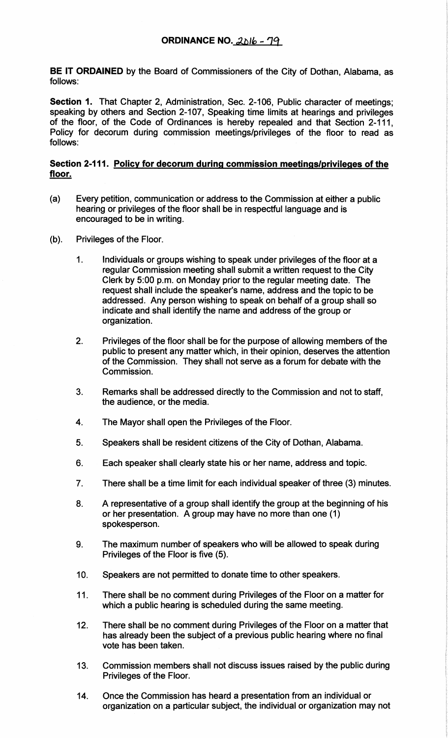# ORDINANCE NO. 2016 - 79

**BE IT ORDAINED** by the Board of Commissioners of the City of Dothan, Alabama, as follows:

**Section 1.** That Chapter 2, Administration, Sec. 2-106, Public character of meetings; speaking by others and Section 2-107, Speaking time limits at hearings and privileges of the floor, of the Code of Ordinances is hereby repealed and that Section 2-111, Policy for decorum during commission meetings/privileges of the floor to read as follows:

**Section 2-111. Policy for decorum during commission meetings/privileges of the floor.**

(a) Every petition, communication or address to the Commission at either a public hearing or privileges of the floor shall be in respectful language and is encouraged to be in writing.

(b). Privileges of the Floor.

1. Individuals or groups wishing to speak under privileges of the floor at a regular Commission meeting shall submit a written request to the City Clerk by 5:00 p.m. on Monday prior to the regular meeting date. The request shall include the speaker's name, address and the topic to be addressed. Any person wishing to speak on behalf of a group shall so indicate and shall identify the name and address of the group or organization.

2. Privileges of the floor shall be for the purpose of allowing members of the public to present any matter which, in their opinion, deserves the attention of the Commission. They shall not serve as a forum for debate with the Commission.

3. Remarks shall be addressed directly to the Commission and not to staff, the audience, or the media.

4. The Mayor shall open the Privileges of the Floor.

5. Speakers shall be resident citizens of the City of Dothan, Alabama.

6. Each speaker shall clearly state his or her name, address and topic.

7. There shall be a time limit for each individual speaker of three (3) minutes.

8. A representative of a group shall identify the group at the beginning of his or her presentation. A group may have no more than one (1) spokesperson.

9. The maximum number of speakers who will be allowed to speak during Privileges of the Floor is five (5).

10. Speakers are not permitted to donate time to other speakers.

11. There shall be no comment during Privileges of the Floor on a matter for which a public hearing is scheduled during the same meeting.

12. There shall be no comment during Privileges of the Floor on a matter that has already been the subject of a previous public hearing where no final vote has been taken.

13. Commission members shall not discuss issues raised by the public during Privileges of the Floor.

14. Once the Commission has heard a presentation from an individual or organization on a particular subject, the individual or organization may not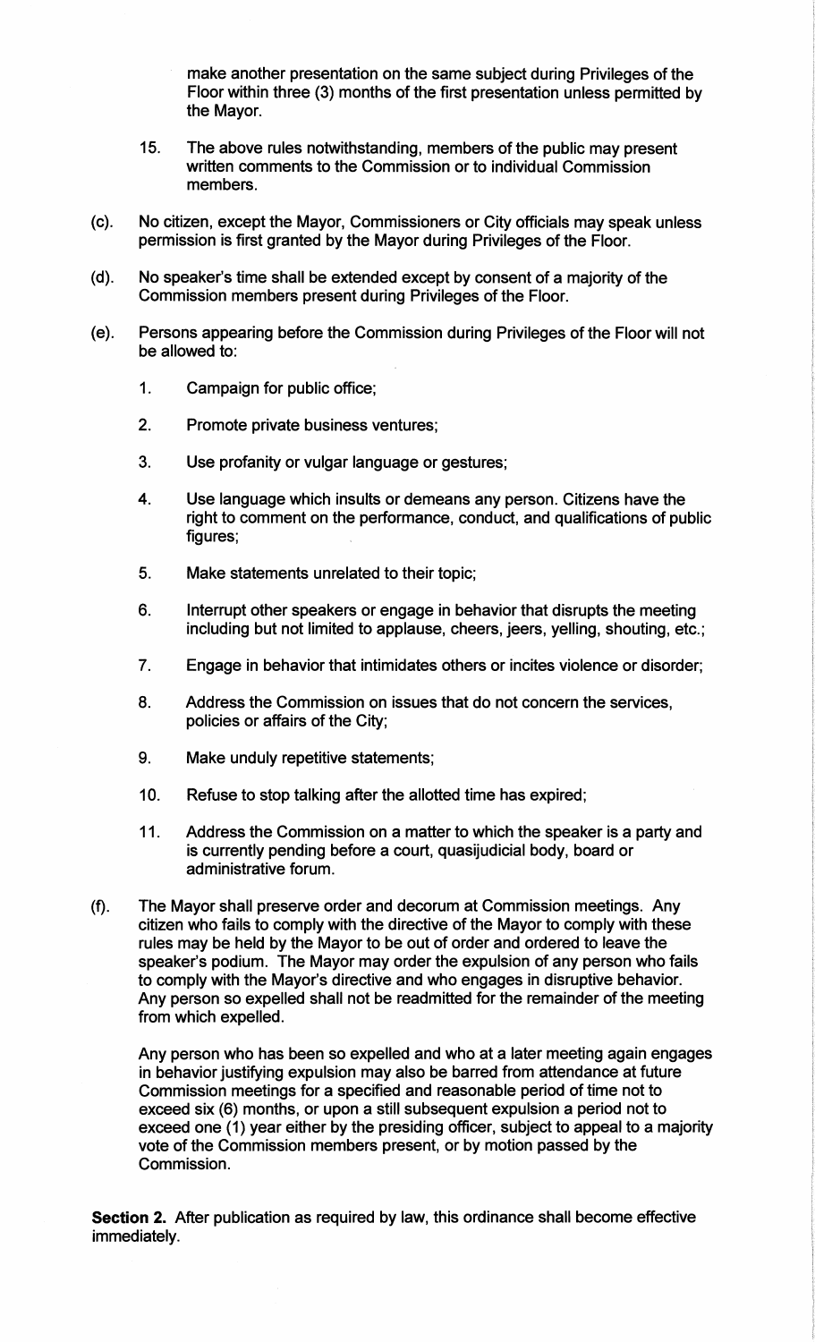make another presentation on the same subject during Privileges of the Floor within three (3) months of the first presentation unless permitted by the Mayor.

15. The above rules notwithstanding, members of the public may present written comments to the Commission or to individual Commission members.

(c). No citizen, except the Mayor, Commissioners or City officials may speak unless permission is first granted by the Mayor during Privileges of the Floor.

(d). No speaker's time shall be extended except by consent of a majority of the Commission members present during Privileges of the Floor.

(e). Persons appearing before the Commission during Privileges of the Floor will not be allowed to:

1. Campaign for public office;

2. Promote private business ventures;

3. Use profanity or vulgar language or gestures;

4. Use language which insults or demeans any person. Citizens have the right to comment on the performance, conduct, and qualifications of public figures;

5. Make statements unrelated to their topic;

6. Interrupt other speakers or engage in behavior that disrupts the meeting including but not limited to applause, cheers, jeers, yelling, shouting, etc.;

7. Engage in behavior that intimidates others or incites violence or disorder;

8. Address the Commission on issues that do not concern the services, policies or affairs of the City;

9. Make unduly repetitive statements;

10. Refuse to stop talking after the allotted time has expired;

11. Address the Commission on a matter to which the speaker is a party and is currently pending before a court, quasijudicial body, board or administrative forum.

(f). The Mayor shall preserve order and decorum at Commission meetings. Any citizen who fails to comply with the directive of the Mayor to comply with these rules may be held by the Mayor to be out of order and ordered to leave the speaker's podium. The Mayor may order the expulsion of any person who fails to comply with the Mayor's directive and who engages in disruptive behavior. Any person so expelled shall not be readmitted for the remainder of the meeting from which expelled.

Any person who has been so expelled and who at a later meeting again engages in behavior justifying expulsion may also be barred from attendance at future Commission meetings for a specified and reasonable period of time not to exceed six (6) months, or upon a still subsequent expulsion a period not to exceed one (1) year either by the presiding officer, subject to appeal to a majority vote of the Commission members present, or by motion passed by the Commission.

**Section 2.** After publication as required by law, this ordinance shall become effective immediately.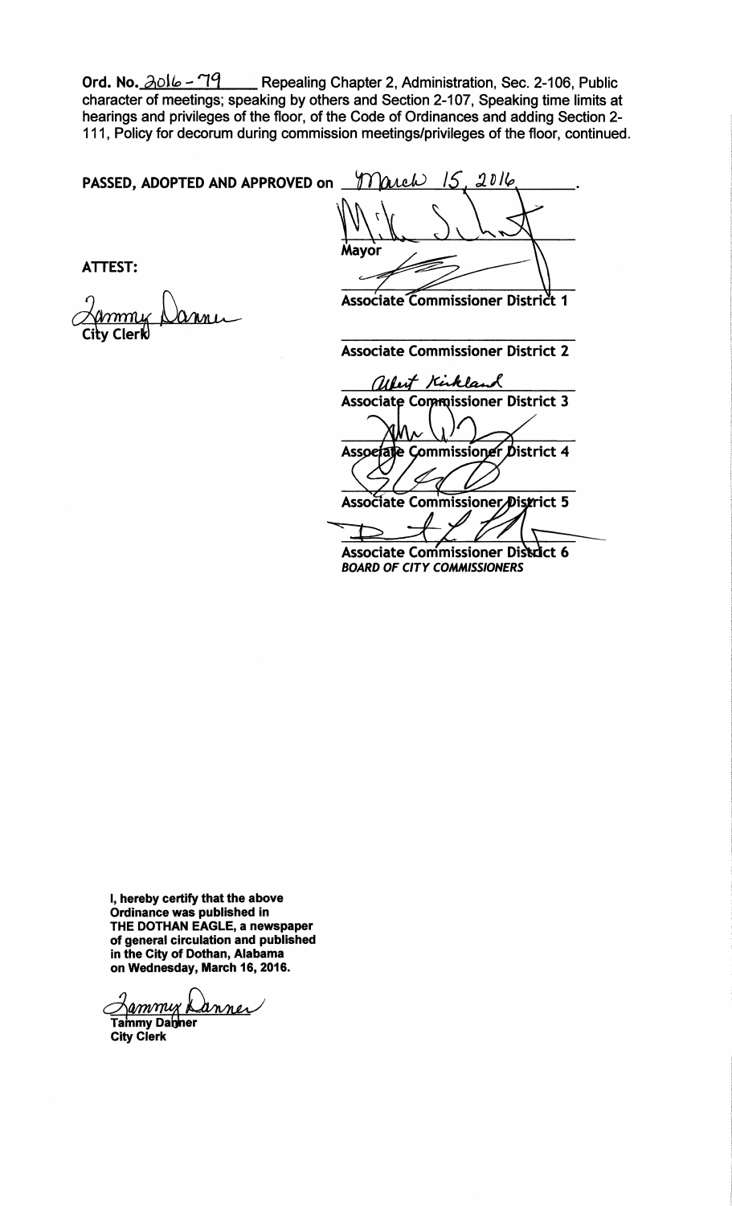**Ord. No. 2016 - 79** Repealing Chapter 2, Administration, Sec. 2-106, Public character of meetings; speaking by others and Section 2-107, Speaking time limits at hearings and privileges of the floor, of the Code of Ordinances and adding Section 2-111, Policy for decorum during commission meetings/privileges of the floor, continued.

**PASSED, ADOPTED AND APPROVED on** March 15, 2016.

**ATTEST:**

Tammy Danner
**City Clerk**

**Mayor**

**Associate Commissioner District 1**

**Associate Commissioner District 2**

Albert Kirkland
**Associate Commissioner District 3**

**Associate Commissioner District 4**

**Associate Commissioner District 5**

**Associate Commissioner District 6**
***BOARD OF CITY COMMISSIONERS***

**I, hereby certify that the above Ordinance was published in THE DOTHAN EAGLE, a newspaper of general circulation and published in the City of Dothan, Alabama on Wednesday, March 16, 2016.**

Tammy Danner
**Tammy Danner**
**City Clerk**